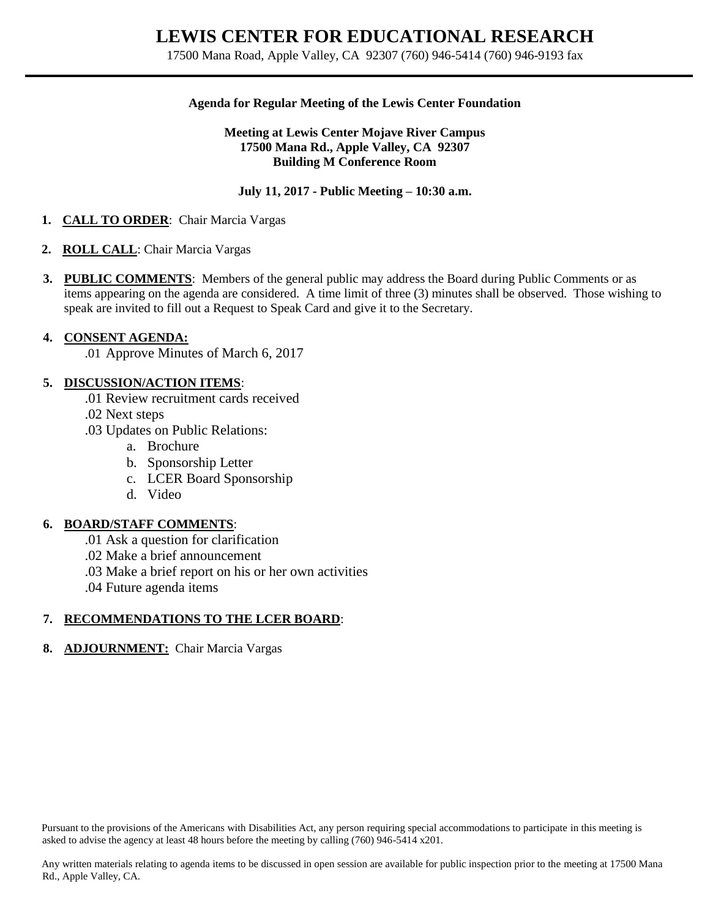# LEWIS CENTER FOR EDUCATIONAL RESEARCH

17500 Mana Road, Apple Valley, CA 92307 (760) 946-5414 (760) 946-9193 fax

---

**Agenda for Regular Meeting of the Lewis Center Foundation**

**Meeting at Lewis Center Mojave River Campus**
**17500 Mana Rd., Apple Valley, CA 92307**
**Building M Conference Room**

**July 11, 2017 - Public Meeting – 10:30 a.m.**

1. **CALL TO ORDER**: Chair Marcia Vargas

2. **ROLL CALL**: Chair Marcia Vargas

3. **PUBLIC COMMENTS**: Members of the general public may address the Board during Public Comments or as items appearing on the agenda are considered. A time limit of three (3) minutes shall be observed. Those wishing to speak are invited to fill out a Request to Speak Card and give it to the Secretary.

4. **CONSENT AGENDA:**
   - .01 Approve Minutes of March 6, 2017

5. **DISCUSSION/ACTION ITEMS**:
   - .01 Review recruitment cards received
   - .02 Next steps
   - .03 Updates on Public Relations:
     - a. Brochure
     - b. Sponsorship Letter
     - c. LCER Board Sponsorship
     - d. Video

6. **BOARD/STAFF COMMENTS**:
   - .01 Ask a question for clarification
   - .02 Make a brief announcement
   - .03 Make a brief report on his or her own activities
   - .04 Future agenda items

7. **RECOMMENDATIONS TO THE LCER BOARD**:

8. **ADJOURNMENT:** Chair Marcia Vargas

Pursuant to the provisions of the Americans with Disabilities Act, any person requiring special accommodations to participate in this meeting is asked to advise the agency at least 48 hours before the meeting by calling (760) 946-5414 x201.

Any written materials relating to agenda items to be discussed in open session are available for public inspection prior to the meeting at 17500 Mana Rd., Apple Valley, CA.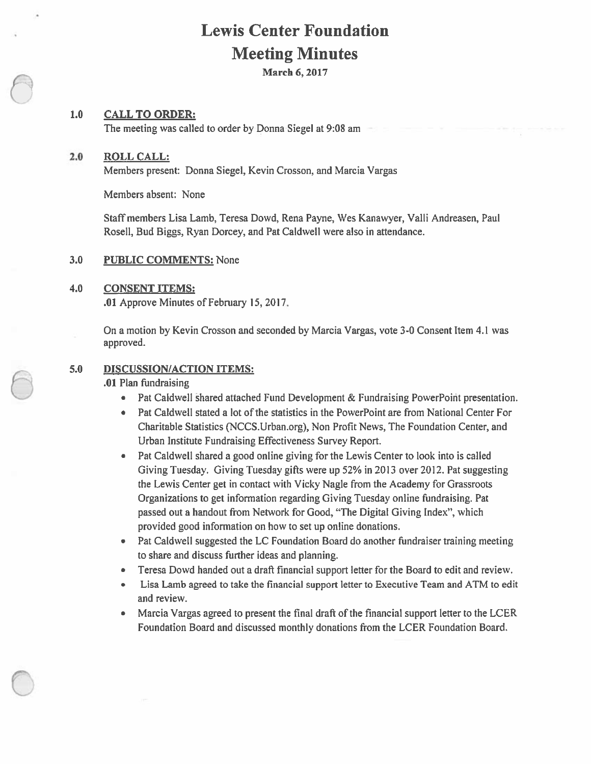# Lewis Center Foundation

# Meeting Minutes

**March 6, 2017**

**1.0 CALL TO ORDER:**

The meeting was called to order by Donna Siegel at 9:08 am

**2.0 ROLL CALL:**

Members present: Donna Siegel, Kevin Crosson, and Marcia Vargas

Members absent: None

Staff members Lisa Lamb, Teresa Dowd, Rena Payne, Wes Kanawyer, Valli Andreasen, Paul Rosell, Bud Biggs, Ryan Dorcey, and Pat Caldwell were also in attendance.

**3.0 PUBLIC COMMENTS:** None

**4.0 CONSENT ITEMS:**

**.01** Approve Minutes of February 15, 2017.

On a motion by Kevin Crosson and seconded by Marcia Vargas, vote 3-0 Consent Item 4.1 was approved.

**5.0 DISCUSSION/ACTION ITEMS:**

**.01** Plan fundraising

- Pat Caldwell shared attached Fund Development & Fundraising PowerPoint presentation.
- Pat Caldwell stated a lot of the statistics in the PowerPoint are from National Center For Charitable Statistics (NCCS.Urban.org), Non Profit News, The Foundation Center, and Urban Institute Fundraising Effectiveness Survey Report.
- Pat Caldwell shared a good online giving for the Lewis Center to look into is called Giving Tuesday. Giving Tuesday gifts were up 52% in 2013 over 2012. Pat suggesting the Lewis Center get in contact with Vicky Nagle from the Academy for Grassroots Organizations to get information regarding Giving Tuesday online fundraising. Pat passed out a handout from Network for Good, "The Digital Giving Index", which provided good information on how to set up online donations.
- Pat Caldwell suggested the LC Foundation Board do another fundraiser training meeting to share and discuss further ideas and planning.
- Teresa Dowd handed out a draft financial support letter for the Board to edit and review.
- Lisa Lamb agreed to take the financial support letter to Executive Team and ATM to edit and review.
- Marcia Vargas agreed to present the final draft of the financial support letter to the LCER Foundation Board and discussed monthly donations from the LCER Foundation Board.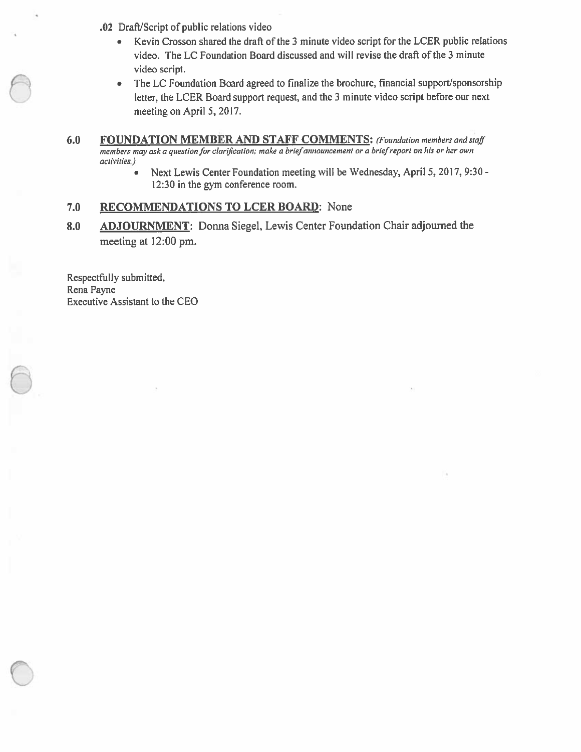**.02** Draft/Script of public relations video

- Kevin Crosson shared the draft of the 3 minute video script for the LCER public relations video. The LC Foundation Board discussed and will revise the draft of the 3 minute video script.
- The LC Foundation Board agreed to finalize the brochure, financial support/sponsorship letter, the LCER Board support request, and the 3 minute video script before our next meeting on April 5, 2017.

**6.0 FOUNDATION MEMBER AND STAFF COMMENTS:** *(Foundation members and staff members may ask a question for clarification; make a brief announcement or a brief report on his or her own activities.)*

- Next Lewis Center Foundation meeting will be Wednesday, April 5, 2017, 9:30 - 12:30 in the gym conference room.

**7.0 RECOMMENDATIONS TO LCER BOARD:** None

**8.0 ADJOURNMENT:** Donna Siegel, Lewis Center Foundation Chair adjourned the meeting at 12:00 pm.

Respectfully submitted,
Rena Payne
Executive Assistant to the CEO